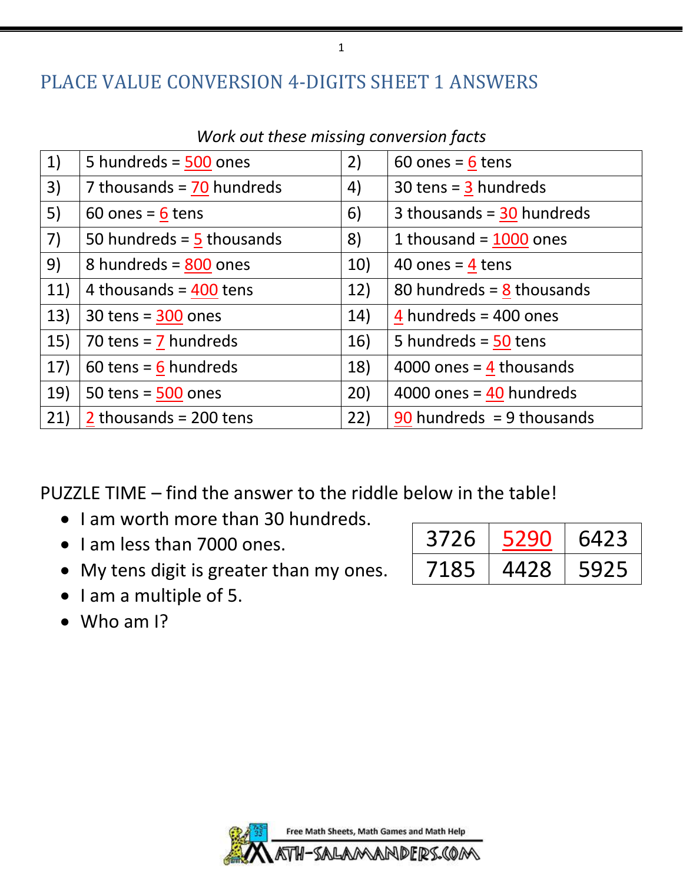# PLACE VALUE CONVERSION 4-DIGITS SHEET 1 ANSWERS

*Work out these missing conversion facts*

| | | | |
|---|---|---|---|
| 1) | 5 hundreds = 500 ones | 2) | 60 ones = 6 tens |
| 3) | 7 thousands = 70 hundreds | 4) | 30 tens = 3 hundreds |
| 5) | 60 ones = 6 tens | 6) | 3 thousands = 30 hundreds |
| 7) | 50 hundreds = 5 thousands | 8) | 1 thousand = 1000 ones |
| 9) | 8 hundreds = 800 ones | 10) | 40 ones = 4 tens |
| 11) | 4 thousands = 400 tens | 12) | 80 hundreds = 8 thousands |
| 13) | 30 tens = 300 ones | 14) | 4 hundreds = 400 ones |
| 15) | 70 tens = 7 hundreds | 16) | 5 hundreds = 50 tens |
| 17) | 60 tens = 6 hundreds | 18) | 4000 ones = 4 thousands |
| 19) | 50 tens = 500 ones | 20) | 4000 ones = 40 hundreds |
| 21) | 2 thousands = 200 tens | 22) | 90 hundreds = 9 thousands |

PUZZLE TIME – find the answer to the riddle below in the table!

- I am worth more than 30 hundreds.
- I am less than 7000 ones.
- My tens digit is greater than my ones.
- I am a multiple of 5.
- Who am I?

| | | |
|---|---|---|
| 3726 | 5290 | 6423 |
| 7185 | 4428 | 5925 |

Free Math Sheets, Math Games and Math Help
MATH-SALAMANDERS.COM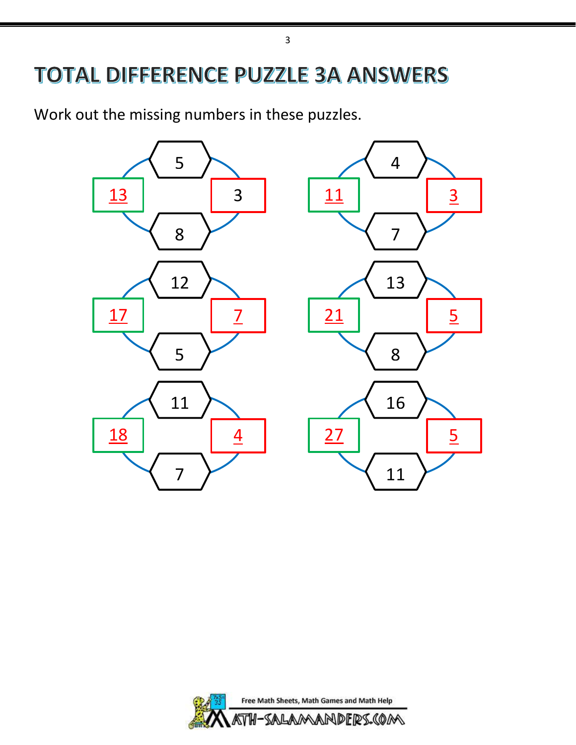# TOTAL DIFFERENCE PUZZLE 3A ANSWERS

Work out the missing numbers in these puzzles.

| Top | Bottom | Total | Difference |
|---|---|---|---|
| 5 | 8 | 13 | 3 |
| 4 | 7 | 11 | 3 |
| 12 | 5 | 17 | 7 |
| 13 | 8 | 21 | 5 |
| 11 | 7 | 18 | 4 |
| 16 | 11 | 27 | 5 |

Free Math Sheets, Math Games and Math Help

MATH-SALAMANDERS.COM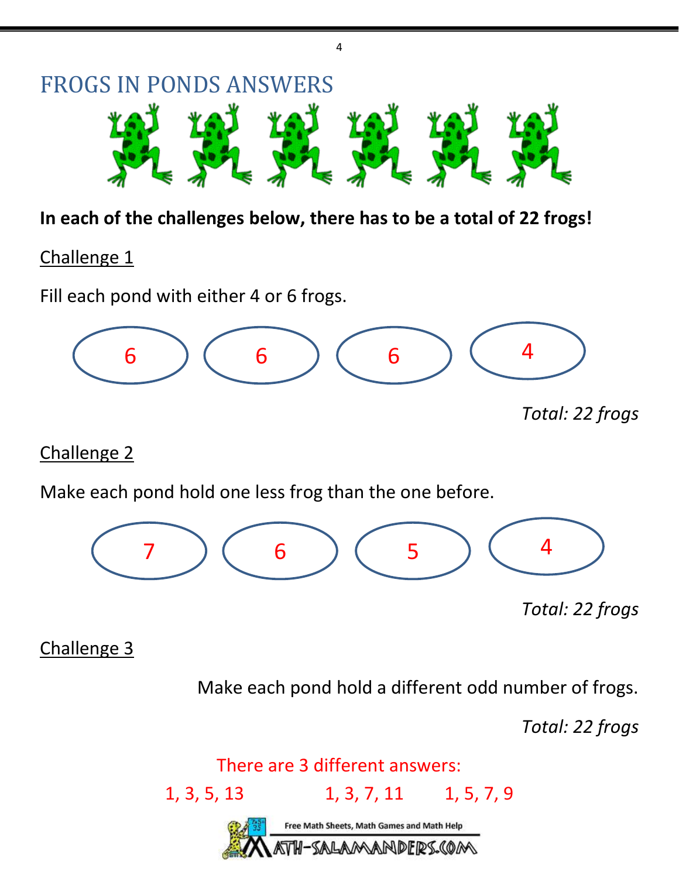# FROGS IN PONDS ANSWERS

**In each of the challenges below, there has to be a total of 22 frogs!**

## Challenge 1

Fill each pond with either 4 or 6 frogs.

6 6 6 4

*Total: 22 frogs*

## Challenge 2

Make each pond hold one less frog than the one before.

7 6 5 4

*Total: 22 frogs*

## Challenge 3

Make each pond hold a different odd number of frogs.

*Total: 22 frogs*

There are 3 different answers:

1, 3, 5, 13 1, 3, 7, 11 1, 5, 7, 9

Free Math Sheets, Math Games and Math Help

MATH-SALAMANDERS.COM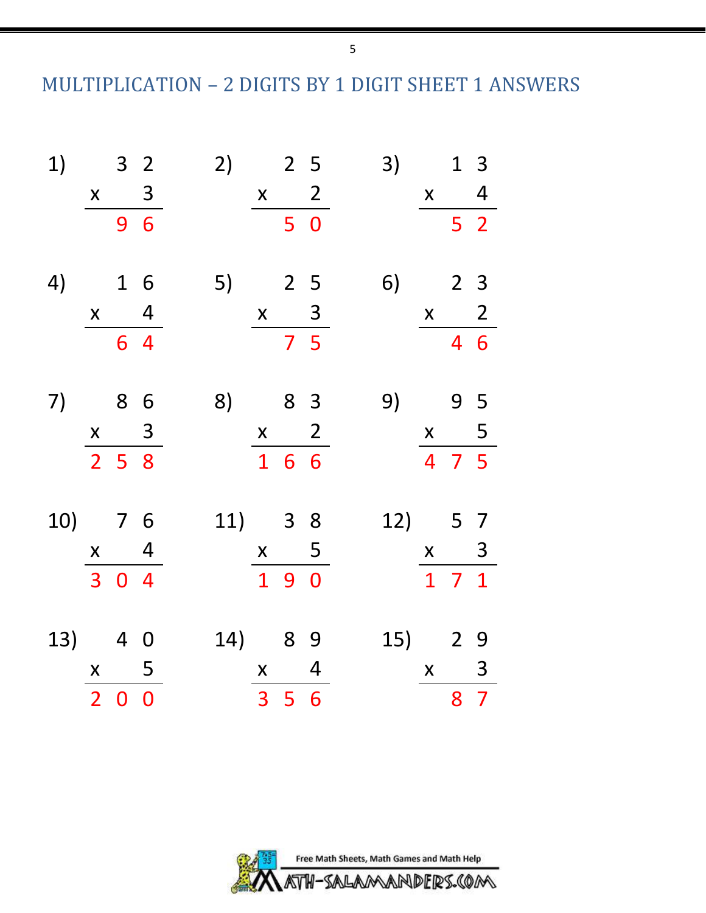## MULTIPLICATION – 2 DIGITS BY 1 DIGIT SHEET 1 ANSWERS

1) $32 \times 3 = 96$

2) $25 \times 2 = 50$

3) $13 \times 4 = 52$

4) $16 \times 4 = 64$

5) $25 \times 3 = 75$

6) $23 \times 2 = 46$

7) $86 \times 3 = 258$

8) $83 \times 2 = 166$

9) $95 \times 5 = 475$

10) $76 \times 4 = 304$

11) $38 \times 5 = 190$

12) $57 \times 3 = 171$

13) $40 \times 5 = 200$

14) $89 \times 4 = 356$

15) $29 \times 3 = 87$

Free Math Sheets, Math Games and Math Help

MATH-SALAMANDERS.COM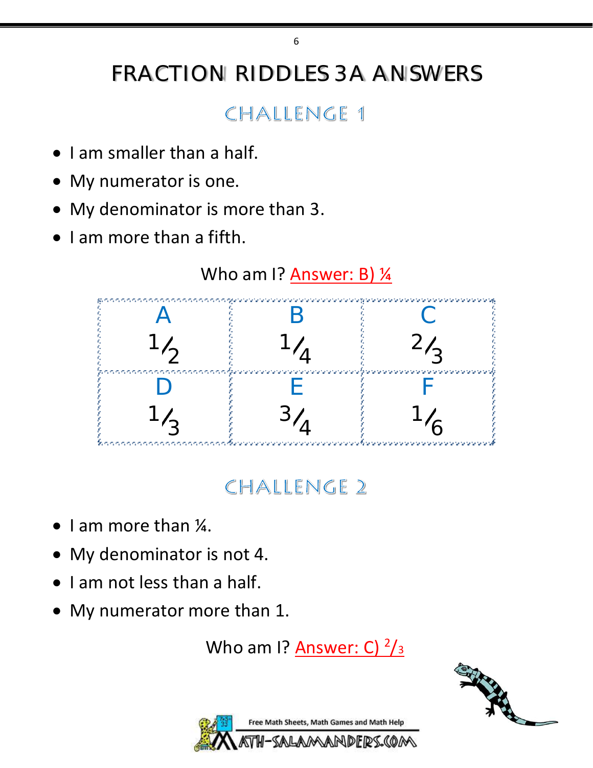# FRACTION RIDDLES 3A ANSWERS

## CHALLENGE 1

- I am smaller than a half.
- My numerator is one.
- My denominator is more than 3.
- I am more than a fifth.

Who am I? Answer: B) $\frac{1}{4}$

| A | B | C |
|---|---|---|
| $\frac{1}{2}$ | $\frac{1}{4}$ | $\frac{2}{3}$ |
| **D** | **E** | **F** |
| $\frac{1}{3}$ | $\frac{3}{4}$ | $\frac{1}{6}$ |

## CHALLENGE 2

- I am more than $\frac{1}{4}$.
- My denominator is not 4.
- I am not less than a half.
- My numerator more than 1.

Who am I? Answer: C) $\frac{2}{3}$

Free Math Sheets, Math Games and Math Help

MATH-SALAMANDERS.COM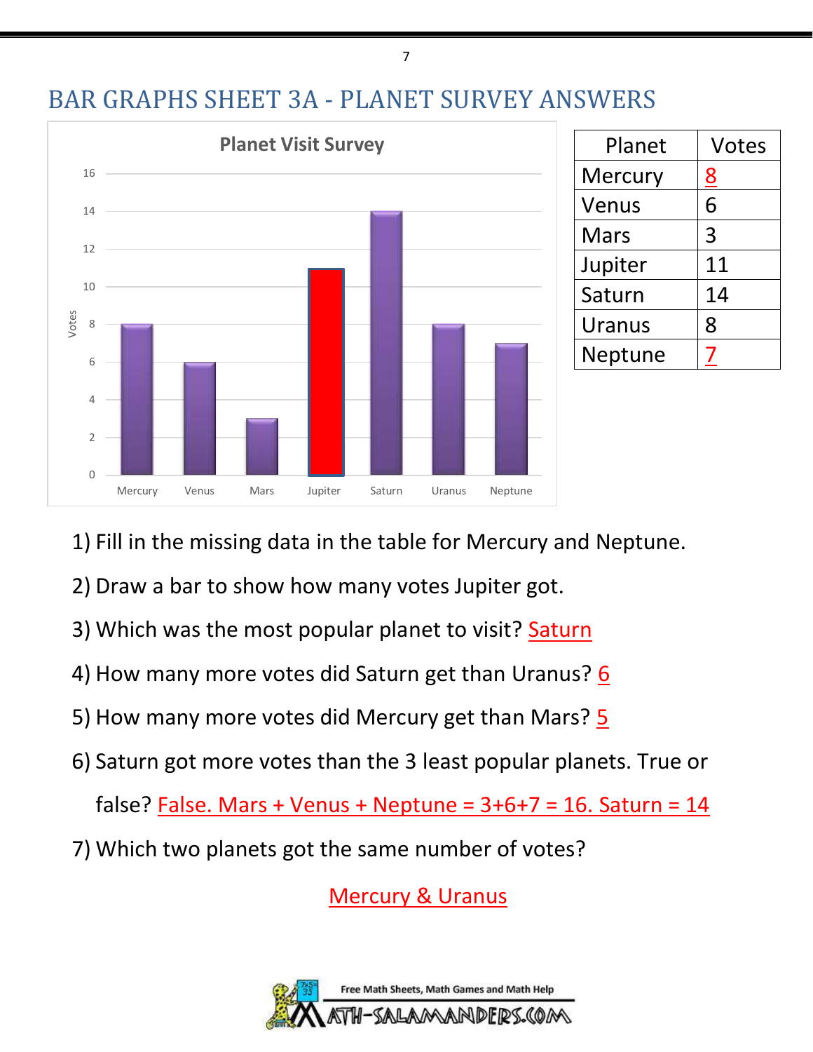# BAR GRAPHS SHEET 3A - PLANET SURVEY ANSWERS

Planet Visit Survey

| Planet | Votes |
|---|---|
| Mercury | 8 |
| Venus | 6 |
| Mars | 3 |
| Jupiter | 11 |
| Saturn | 14 |
| Uranus | 8 |
| Neptune | 7 |

1) Fill in the missing data in the table for Mercury and Neptune.

2) Draw a bar to show how many votes Jupiter got.

3) Which was the most popular planet to visit? Saturn

4) How many more votes did Saturn get than Uranus? 6

5) How many more votes did Mercury get than Mars? 5

6) Saturn got more votes than the 3 least popular planets. True or false? False. Mars + Venus + Neptune = 3+6+7 = 16. Saturn = 14

7) Which two planets got the same number of votes?

Mercury & Uranus

Free Math Sheets, Math Games and Math Help

MATH-SALAMANDERS.COM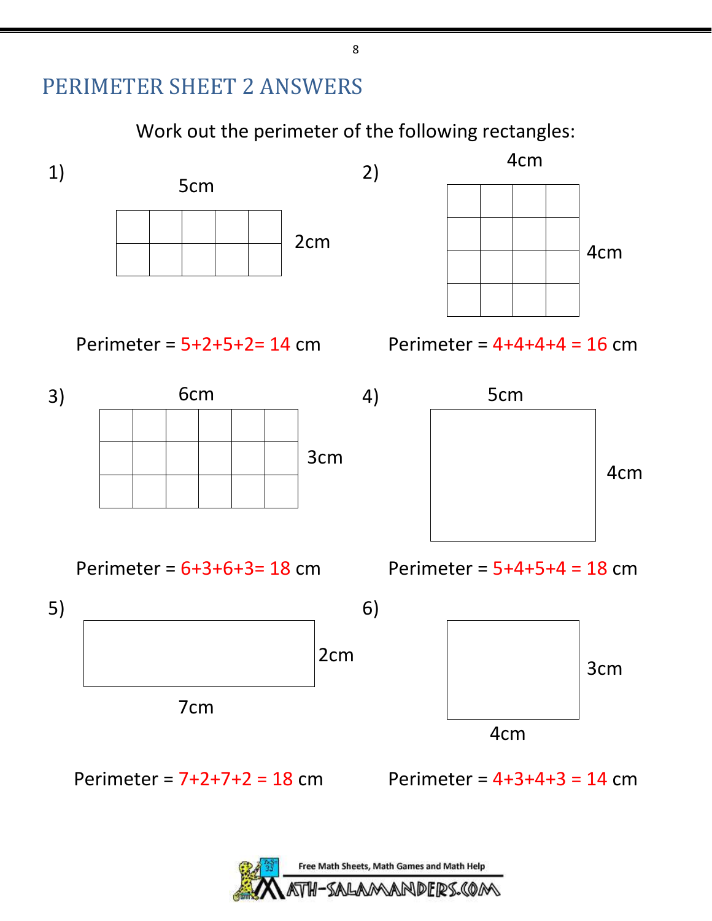## PERIMETER SHEET 2 ANSWERS

Work out the perimeter of the following rectangles:

1)

5cm

2cm

Perimeter = 5+2+5+2= 14 cm

2)

4cm

4cm

Perimeter = 4+4+4+4 = 16 cm

3)

6cm

3cm

Perimeter = 6+3+6+3= 18 cm

4)

5cm

4cm

Perimeter = 5+4+5+4 = 18 cm

5)

2cm

7cm

Perimeter = 7+2+7+2 = 18 cm

6)

3cm

4cm

Perimeter = 4+3+4+3 = 14 cm

Free Math Sheets, Math Games and Math Help

MATH-SALAMANDERS.COM